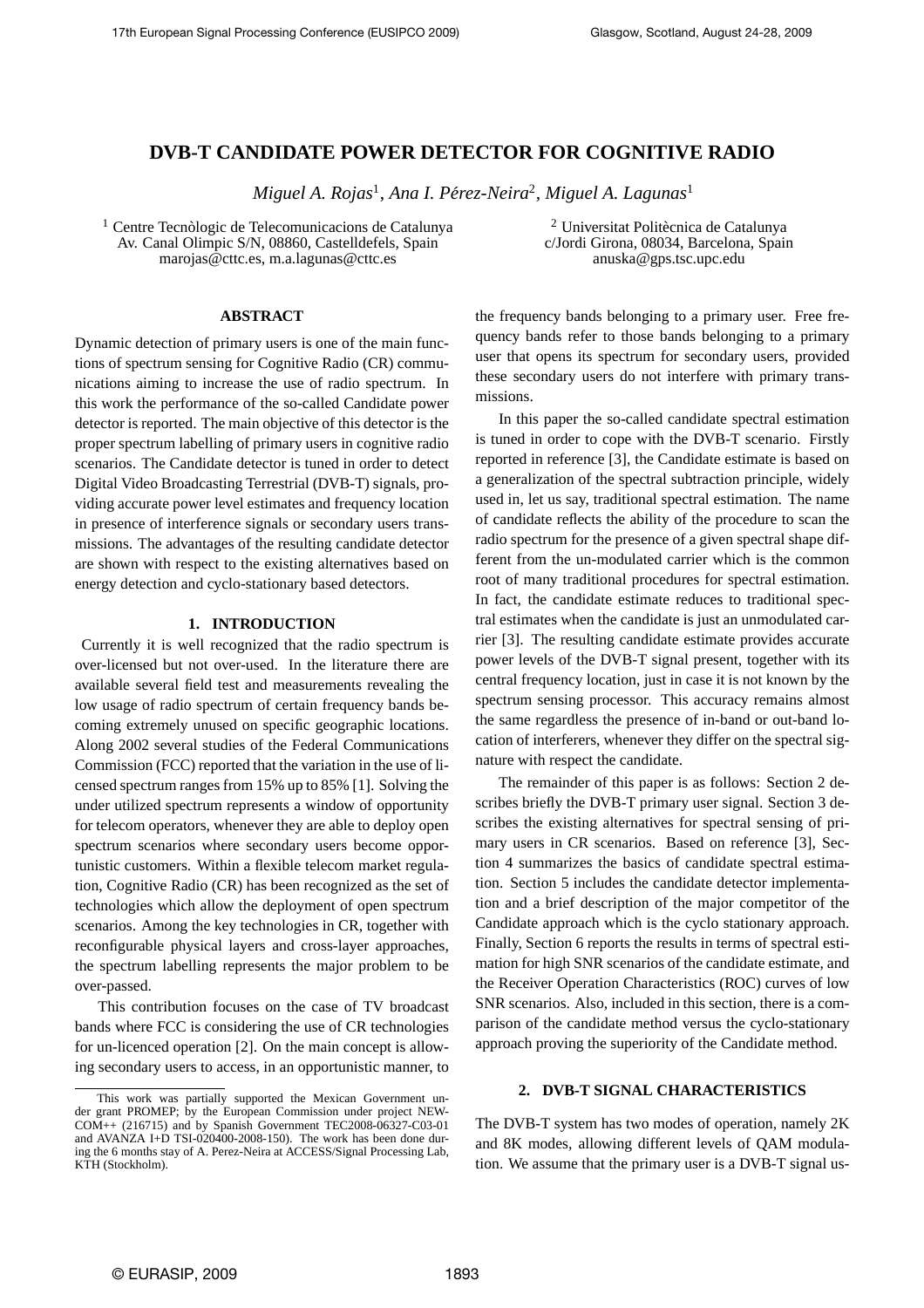# DVB-T CANDIDATE POWER DETECTOR FOR COGNITIVE RADIO

*Miguel A. Rojas*[1], *Ana I. Pérez-Neira*[2], *Miguel A. Lagunas*[1]

[1] Centre Tecnòlogic de Telecomunicacions de Catalunya
Av. Canal Olimpic S/N, 08860, Castelldefels, Spain
marojas@cttc.es, m.a.lagunas@cttc.es

[2] Universitat Politècnica de Catalunya
c/Jordi Girona, 08034, Barcelona, Spain
anuska@gps.tsc.upc.edu

## ABSTRACT

Dynamic detection of primary users is one of the main functions of spectrum sensing for Cognitive Radio (CR) communications aiming to increase the use of radio spectrum. In this work the performance of the so-called Candidate power detector is reported. The main objective of this detector is the proper spectrum labelling of primary users in cognitive radio scenarios. The Candidate detector is tuned in order to detect Digital Video Broadcasting Terrestrial (DVB-T) signals, providing accurate power level estimates and frequency location in presence of interference signals or secondary users transmissions. The advantages of the resulting candidate detector are shown with respect to the existing alternatives based on energy detection and cyclo-stationary based detectors.

## 1. INTRODUCTION

Currently it is well recognized that the radio spectrum is over-licensed but not over-used. In the literature there are available several field test and measurements revealing the low usage of radio spectrum of certain frequency bands becoming extremely unused on specific geographic locations. Along 2002 several studies of the Federal Communications Commission (FCC) reported that the variation in the use of licensed spectrum ranges from 15% up to 85% [1]. Solving the under utilized spectrum represents a window of opportunity for telecom operators, whenever they are able to deploy open spectrum scenarios where secondary users become opportunistic customers. Within a flexible telecom market regulation, Cognitive Radio (CR) has been recognized as the set of technologies which allow the deployment of open spectrum scenarios. Among the key technologies in CR, together with reconfigurable physical layers and cross-layer approaches, the spectrum labelling represents the major problem to be over-passed.

This contribution focuses on the case of TV broadcast bands where FCC is considering the use of CR technologies for un-licenced operation [2]. On the main concept is allowing secondary users to access, in an opportunistic manner, to the frequency bands belonging to a primary user. Free frequency bands refer to those bands belonging to a primary user that opens its spectrum for secondary users, provided these secondary users do not interfere with primary transmissions.

In this paper the so-called candidate spectral estimation is tuned in order to cope with the DVB-T scenario. Firstly reported in reference [3], the Candidate estimate is based on a generalization of the spectral subtraction principle, widely used in, let us say, traditional spectral estimation. The name of candidate reflects the ability of the procedure to scan the radio spectrum for the presence of a given spectral shape different from the un-modulated carrier which is the common root of many traditional procedures for spectral estimation. In fact, the candidate estimate reduces to traditional spectral estimates when the candidate is just an unmodulated carrier [3]. The resulting candidate estimate provides accurate power levels of the DVB-T signal present, together with its central frequency location, just in case it is not known by the spectrum sensing processor. This accuracy remains almost the same regardless the presence of in-band or out-band location of interferers, whenever they differ on the spectral signature with respect the candidate.

The remainder of this paper is as follows: Section 2 describes briefly the DVB-T primary user signal. Section 3 describes the existing alternatives for spectral sensing of primary users in CR scenarios. Based on reference [3], Section 4 summarizes the basics of candidate spectral estimation. Section 5 includes the candidate detector implementation and a brief description of the major competitor of the Candidate approach which is the cyclo stationary approach. Finally, Section 6 reports the results in terms of spectral estimation for high SNR scenarios of the candidate estimate, and the Receiver Operation Characteristics (ROC) curves of low SNR scenarios. Also, included in this section, there is a comparison of the candidate method versus the cyclo-stationary approach proving the superiority of the Candidate method.

## 2. DVB-T SIGNAL CHARACTERISTICS

The DVB-T system has two modes of operation, namely 2K and 8K modes, allowing different levels of QAM modulation. We assume that the primary user is a DVB-T signal us-

---

This work was partially supported the Mexican Government under grant PROMEP; by the European Commission under project NEWCOM++ (216715) and by Spanish Government TEC2008-06327-C03-01 and AVANZA I+D TSI-020400-2008-150). The work has been done during the 6 months stay of A. Perez-Neira at ACCESS/Signal Processing Lab, KTH (Stockholm).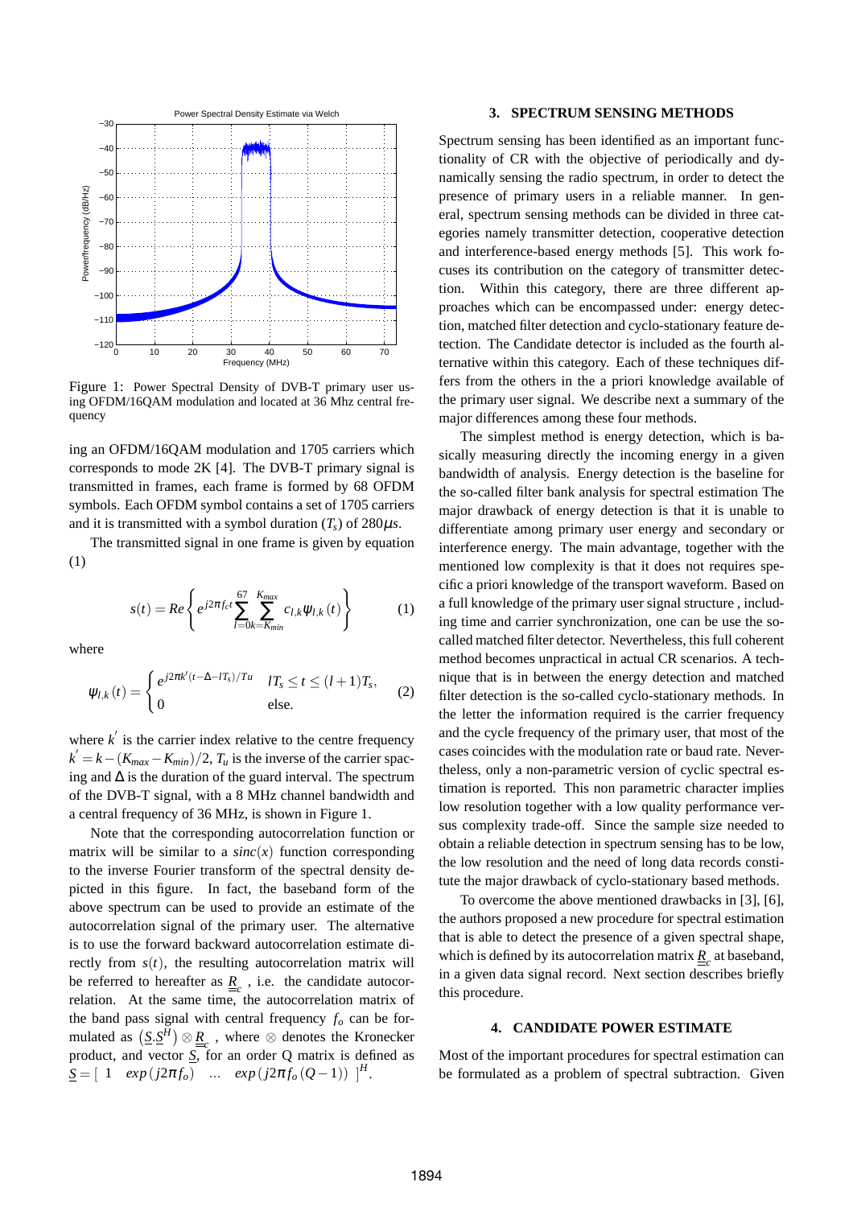Figure 1: Power Spectral Density of DVB-T primary user using OFDM/16QAM modulation and located at 36 Mhz central frequency

ing an OFDM/16QAM modulation and 1705 carriers which corresponds to mode 2K [4]. The DVB-T primary signal is transmitted in frames, each frame is formed by 68 OFDM symbols. Each OFDM symbol contains a set of 1705 carriers and it is transmitted with a symbol duration ($T_s$) of $280\mu s$.

The transmitted signal in one frame is given by equation (1)

$$s(t) = Re\left\{ e^{j2\pi f_c t} \sum_{l=0}^{67} \sum_{k=K_{min}}^{K_{max}} c_{l,k} \psi_{l,k}(t) \right\} \tag{1}$$

where

$$\psi_{l,k}(t) = \begin{cases} e^{j2\pi k'(t-\Delta-lT_s)/Tu} & lT_s \leq t \leq (l+1)T_s, \\ 0 & \text{else.} \end{cases} \tag{2}$$

where $k'$ is the carrier index relative to the centre frequency $k' = k - (K_{max} - K_{min})/2$, $T_u$ is the inverse of the carrier spacing and $\Delta$ is the duration of the guard interval. The spectrum of the DVB-T signal, with a 8 MHz channel bandwidth and a central frequency of 36 MHz, is shown in Figure 1.

Note that the corresponding autocorrelation function or matrix will be similar to a $sinc(x)$ function corresponding to the inverse Fourier transform of the spectral density depicted in this figure. In fact, the baseband form of the above spectrum can be used to provide an estimate of the autocorrelation signal of the primary user. The alternative is to use the forward backward autocorrelation estimate directly from $s(t)$, the resulting autocorrelation matrix will be referred to hereafter as $\underline{\underline{R}}_c$ , i.e. the candidate autocorrelation. At the same time, the autocorrelation matrix of the band pass signal with central frequency $f_o$ can be formulated as $\left(\underline{S}.\underline{S}^H\right) \otimes \underline{\underline{R}}_c$ , where $\otimes$ denotes the Kronecker product, and vector $\underline{S}$, for an order Q matrix is defined as $\underline{S} = [\ 1 \quad exp(j2\pi f_o) \quad \ldots \quad exp(j2\pi f_o(Q-1))\ ]^H$.

## 3. SPECTRUM SENSING METHODS

Spectrum sensing has been identified as an important functionality of CR with the objective of periodically and dynamically sensing the radio spectrum, in order to detect the presence of primary users in a reliable manner. In general, spectrum sensing methods can be divided in three categories namely transmitter detection, cooperative detection and interference-based energy methods [5]. This work focuses its contribution on the category of transmitter detection. Within this category, there are three different approaches which can be encompassed under: energy detection, matched filter detection and cyclo-stationary feature detection. The Candidate detector is included as the fourth alternative within this category. Each of these techniques differs from the others in the a priori knowledge available of the primary user signal. We describe next a summary of the major differences among these four methods.

The simplest method is energy detection, which is basically measuring directly the incoming energy in a given bandwidth of analysis. Energy detection is the baseline for the so-called filter bank analysis for spectral estimation The major drawback of energy detection is that it is unable to differentiate among primary user energy and secondary or interference energy. The main advantage, together with the mentioned low complexity is that it does not requires specific a priori knowledge of the transport waveform. Based on a full knowledge of the primary user signal structure , including time and carrier synchronization, one can be use the so-called matched filter detector. Nevertheless, this full coherent method becomes unpractical in actual CR scenarios. A technique that is in between the energy detection and matched filter detection is the so-called cyclo-stationary methods. In the letter the information required is the carrier frequency and the cycle frequency of the primary user, that most of the cases coincides with the modulation rate or baud rate. Nevertheless, only a non-parametric version of cyclic spectral estimation is reported. This non parametric character implies low resolution together with a low quality performance versus complexity trade-off. Since the sample size needed to obtain a reliable detection in spectrum sensing has to be low, the low resolution and the need of long data records constitute the major drawback of cyclo-stationary based methods.

To overcome the above mentioned drawbacks in [3], [6], the authors proposed a new procedure for spectral estimation that is able to detect the presence of a given spectral shape, which is defined by its autocorrelation matrix $\underline{\underline{R}}_c$ at baseband, in a given data signal record. Next section describes briefly this procedure.

## 4. CANDIDATE POWER ESTIMATE

Most of the important procedures for spectral estimation can be formulated as a problem of spectral subtraction. Given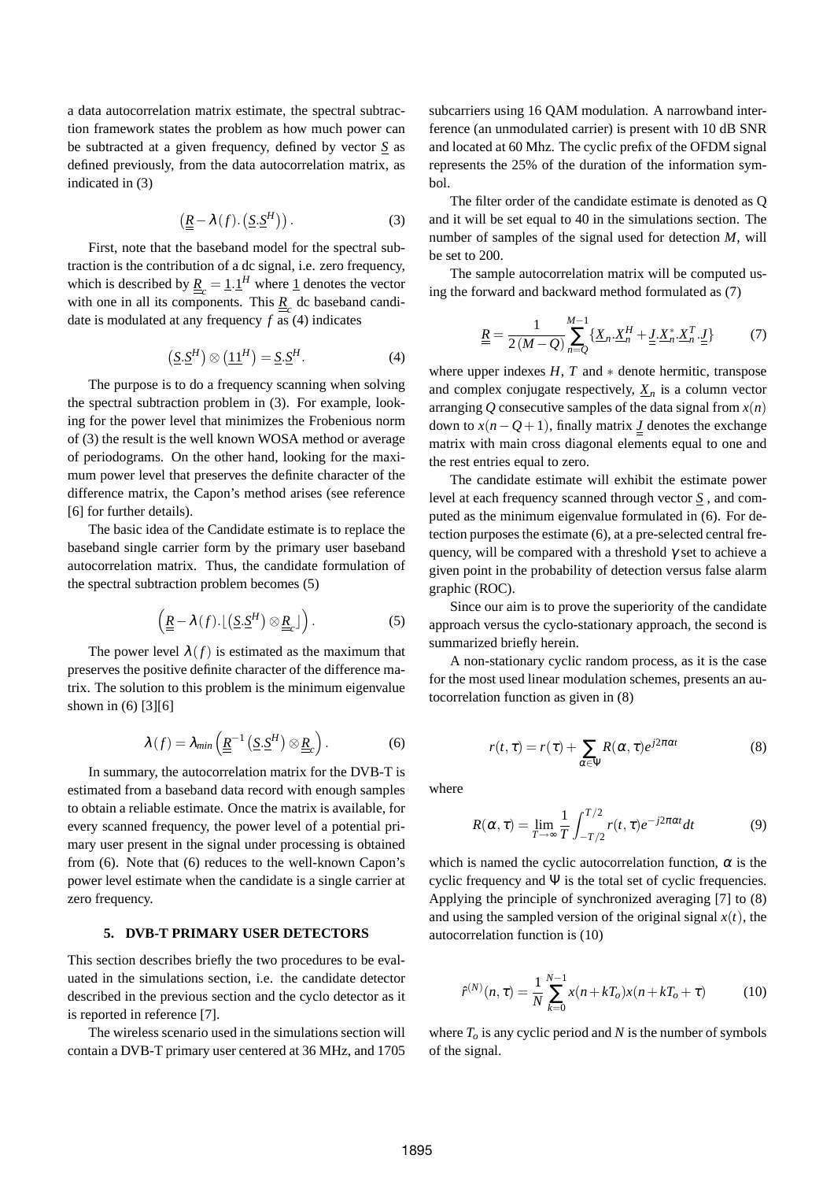a data autocorrelation matrix estimate, the spectral subtraction framework states the problem as how much power can be subtracted at a given frequency, defined by vector $\underline{S}$ as defined previously, from the data autocorrelation matrix, as indicated in (3)

$$\left(\underline{\underline{R}} - \lambda(f).\left(\underline{S}.\underline{S}^H\right)\right). \tag{3}$$

First, note that the baseband model for the spectral subtraction is the contribution of a dc signal, i.e. zero frequency, which is described by $\underline{\underline{R}}_c = \underline{1}.\underline{1}^H$ where $\underline{1}$ denotes the vector with one in all its components. This $\underline{\underline{R}}_c$ dc baseband candidate is modulated at any frequency $f$ as (4) indicates

$$\left(\underline{S}.\underline{S}^H\right) \otimes \left(\underline{1}\underline{1}^H\right) = \underline{S}.\underline{S}^H. \tag{4}$$

The purpose is to do a frequency scanning when solving the spectral subtraction problem in (3). For example, looking for the power level that minimizes the Frobenious norm of (3) the result is the well known WOSA method or average of periodograms. On the other hand, looking for the maximum power level that preserves the definite character of the difference matrix, the Capon's method arises (see reference [6] for further details).

The basic idea of the Candidate estimate is to replace the baseband single carrier form by the primary user baseband autocorrelation matrix. Thus, the candidate formulation of the spectral subtraction problem becomes (5)

$$\left(\underline{\underline{R}} - \lambda(f).\left\lfloor\left(\underline{S}.\underline{S}^H\right) \otimes \underline{\underline{R}}_c\right\rfloor\right). \tag{5}$$

The power level $\lambda(f)$ is estimated as the maximum that preserves the positive definite character of the difference matrix. The solution to this problem is the minimum eigenvalue shown in (6) [3][6]

$$\lambda(f) = \lambda_{min}\left(\underline{\underline{R}}^{-1}\left(\underline{S}.\underline{S}^H\right) \otimes \underline{\underline{R}}_c\right). \tag{6}$$

In summary, the autocorrelation matrix for the DVB-T is estimated from a baseband data record with enough samples to obtain a reliable estimate. Once the matrix is available, for every scanned frequency, the power level of a potential primary user present in the signal under processing is obtained from (6). Note that (6) reduces to the well-known Capon's power level estimate when the candidate is a single carrier at zero frequency.

## 5. DVB-T PRIMARY USER DETECTORS

This section describes briefly the two procedures to be evaluated in the simulations section, i.e. the candidate detector described in the previous section and the cyclo detector as it is reported in reference [7].

The wireless scenario used in the simulations section will contain a DVB-T primary user centered at 36 MHz, and 1705 subcarriers using 16 QAM modulation. A narrowband interference (an unmodulated carrier) is present with 10 dB SNR and located at 60 Mhz. The cyclic prefix of the OFDM signal represents the 25% of the duration of the information symbol.

The filter order of the candidate estimate is denoted as Q and it will be set equal to 40 in the simulations section. The number of samples of the signal used for detection $M$, will be set to 200.

The sample autocorrelation matrix will be computed using the forward and backward method formulated as (7)

$$\underline{\underline{R}} = \frac{1}{2(M-Q)}\sum_{n=Q}^{M-1}\left\{\underline{X}_n.\underline{X}_n^H + \underline{\underline{J}}.\underline{X}_n^*.\underline{X}_n^T.\underline{\underline{J}}\right\} \tag{7}$$

where upper indexes $H$, $T$ and $*$ denote hermitic, transpose and complex conjugate respectively, $\underline{X}_n$ is a column vector arranging $Q$ consecutive samples of the data signal from $x(n)$ down to $x(n-Q+1)$, finally matrix $\underline{\underline{J}}$ denotes the exchange matrix with main cross diagonal elements equal to one and the rest entries equal to zero.

The candidate estimate will exhibit the estimate power level at each frequency scanned through vector $\underline{S}$ , and computed as the minimum eigenvalue formulated in (6). For detection purposes the estimate (6), at a pre-selected central frequency, will be compared with a threshold $\gamma$ set to achieve a given point in the probability of detection versus false alarm graphic (ROC).

Since our aim is to prove the superiority of the candidate approach versus the cyclo-stationary approach, the second is summarized briefly herein.

A non-stationary cyclic random process, as it is the case for the most used linear modulation schemes, presents an autocorrelation function as given in (8)

$$r(t,\tau) = r(\tau) + \sum_{\alpha\in\Psi} R(\alpha,\tau)e^{j2\pi\alpha t} \tag{8}$$

where

$$R(\alpha,\tau) = \lim_{T\to\infty}\frac{1}{T}\int_{-T/2}^{T/2} r(t,\tau)e^{-j2\pi\alpha t}dt \tag{9}$$

which is named the cyclic autocorrelation function, $\alpha$ is the cyclic frequency and $\Psi$ is the total set of cyclic frequencies. Applying the principle of synchronized averaging [7] to (8) and using the sampled version of the original signal $x(t)$, the autocorrelation function is (10)

$$\hat{r}^{(N)}(n,\tau) = \frac{1}{N}\sum_{k=0}^{N-1} x(n+kT_o)x(n+kT_o+\tau) \tag{10}$$

where $T_o$ is any cyclic period and $N$ is the number of symbols of the signal.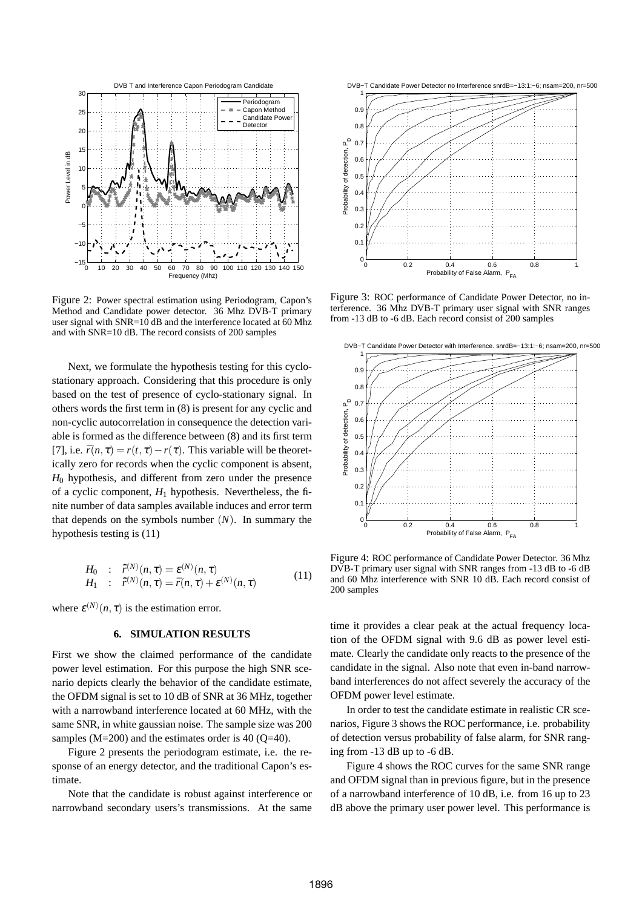Figure 2: Power spectral estimation using Periodogram, Capon's Method and Candidate power detector. 36 Mhz DVB-T primary user signal with SNR=10 dB and the interference located at 60 Mhz and with SNR=10 dB. The record consists of 200 samples

Figure 3: ROC performance of Candidate Power Detector, no interference. 36 Mhz DVB-T primary user signal with SNR ranges from -13 dB to -6 dB. Each record consist of 200 samples

Figure 4: ROC performance of Candidate Power Detector. 36 Mhz DVB-T primary user signal with SNR ranges from -13 dB to -6 dB and 60 Mhz interference with SNR 10 dB. Each record consist of 200 samples

Next, we formulate the hypothesis testing for this cyclostationary approach. Considering that this procedure is only based on the test of presence of cyclo-stationary signal. In others words the first term in (8) is present for any cyclic and non-cyclic autocorrelation in consequence the detection variable is formed as the difference between (8) and its first term [7], i.e. $\bar{r}(n,\tau) = r(t,\tau) - r(\tau)$. This variable will be theoretically zero for records when the cyclic component is absent, $H_0$ hypothesis, and different from zero under the presence of a cyclic component, $H_1$ hypothesis. Nevertheless, the finite number of data samples available induces and error term that depends on the symbols number $(N)$. In summary the hypothesis testing is (11)

$$
\begin{array}{lll}
H_0 & : & \hat{r}^{(N)}(n,\tau) = \varepsilon^{(N)}(n,\tau) \\
H_1 & : & \hat{r}^{(N)}(n,\tau) = \bar{r}(n,\tau) + \varepsilon^{(N)}(n,\tau)
\end{array}
\quad (11)
$$

where $\varepsilon^{(N)}(n,\tau)$ is the estimation error.

## 6. SIMULATION RESULTS

First we show the claimed performance of the candidate power level estimation. For this purpose the high SNR scenario depicts clearly the behavior of the candidate estimate, the OFDM signal is set to 10 dB of SNR at 36 MHz, together with a narrowband interference located at 60 MHz, with the same SNR, in white gaussian noise. The sample size was 200 samples (M=200) and the estimates order is 40 (Q=40).

Figure 2 presents the periodogram estimate, i.e. the response of an energy detector, and the traditional Capon's estimate.

Note that the candidate is robust against interference or narrowband secondary users's transmissions. At the same time it provides a clear peak at the actual frequency location of the OFDM signal with 9.6 dB as power level estimate. Clearly the candidate only reacts to the presence of the candidate in the signal. Also note that even in-band narrowband interferences do not affect severely the accuracy of the OFDM power level estimate.

In order to test the candidate estimate in realistic CR scenarios, Figure 3 shows the ROC performance, i.e. probability of detection versus probability of false alarm, for SNR ranging from -13 dB up to -6 dB.

Figure 4 shows the ROC curves for the same SNR range and OFDM signal than in previous figure, but in the presence of a narrowband interference of 10 dB, i.e. from 16 up to 23 dB above the primary user power level. This performance is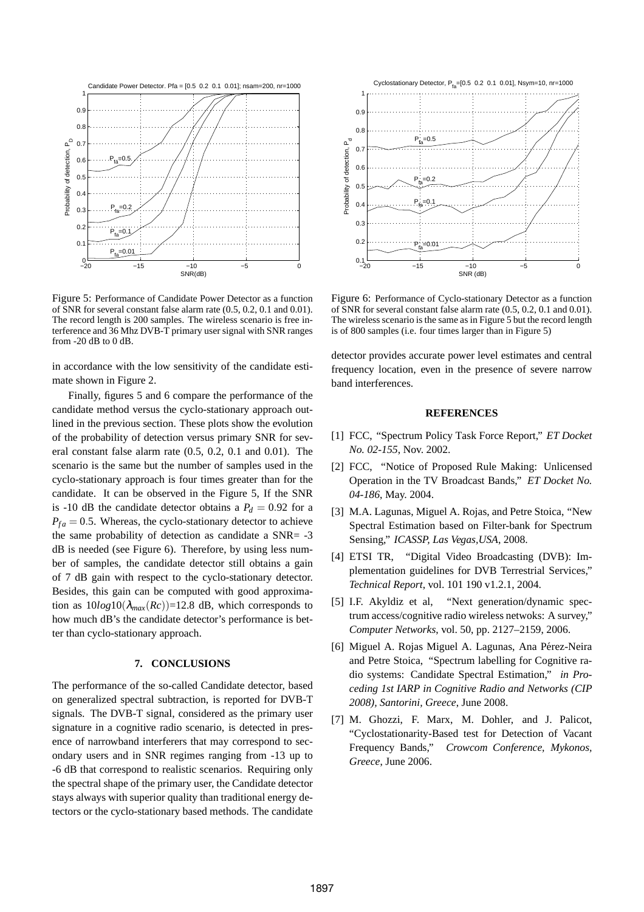Candidate Power Detector. Pfa = [0.5 0.2 0.1 0.01]; nsam=200, nr=1000

Probability of detection, $P_D$

SNR(dB)

$P_{fa}$=0.5

$P_{fa}$=0.2

$P_{fa}$=0.1

$P_{fa}$=0.01

Figure 5: Performance of Candidate Power Detector as a function of SNR for several constant false alarm rate (0.5, 0.2, 0.1 and 0.01). The record length is 200 samples. The wireless scenario is free interference and 36 Mhz DVB-T primary user signal with SNR ranges from -20 dB to 0 dB.

Cyclostationary Detector, $P_{fa}$=[0.5 0.2 0.1 0.01], Nsym=10, nr=1000

Probability of detection, $P_d$

SNR (dB)

$P_{fa}$=0.5

$P_{fa}$=0.2

$P_{fa}$=0.1

$P_{fa}$=0.01

Figure 6: Performance of Cyclo-stationary Detector as a function of SNR for several constant false alarm rate (0.5, 0.2, 0.1 and 0.01). The wireless scenario is the same as in Figure 5 but the record length is of 800 samples (i.e. four times larger than in Figure 5)

in accordance with the low sensitivity of the candidate estimate shown in Figure 2.

Finally, figures 5 and 6 compare the performance of the candidate method versus the cyclo-stationary approach outlined in the previous section. These plots show the evolution of the probability of detection versus primary SNR for several constant false alarm rate (0.5, 0.2, 0.1 and 0.01). The scenario is the same but the number of samples used in the cyclo-stationary approach is four times greater than for the candidate. It can be observed in the Figure 5, If the SNR is -10 dB the candidate detector obtains a $P_d = 0.92$ for a $P_{fa} = 0.5$. Whereas, the cyclo-stationary detector to achieve the same probability of detection as candidate a SNR= -3 dB is needed (see Figure 6). Therefore, by using less number of samples, the candidate detector still obtains a gain of 7 dB gain with respect to the cyclo-stationary detector. Besides, this gain can be computed with good approximation as $10log10(\lambda_{max}(Rc))$=12.8 dB, which corresponds to how much dB's the candidate detector's performance is better than cyclo-stationary approach.

## 7. CONCLUSIONS

The performance of the so-called Candidate detector, based on generalized spectral subtraction, is reported for DVB-T signals. The DVB-T signal, considered as the primary user signature in a cognitive radio scenario, is detected in presence of narrowband interferers that may correspond to secondary users and in SNR regimes ranging from -13 up to -6 dB that correspond to realistic scenarios. Requiring only the spectral shape of the primary user, the Candidate detector stays always with superior quality than traditional energy detectors or the cyclo-stationary based methods. The candidate detector provides accurate power level estimates and central frequency location, even in the presence of severe narrow band interferences.

## REFERENCES

[1] FCC, "Spectrum Policy Task Force Report," *ET Docket No. 02-155*, Nov. 2002.

[2] FCC, "Notice of Proposed Rule Making: Unlicensed Operation in the TV Broadcast Bands," *ET Docket No. 04-186*, May. 2004.

[3] M.A. Lagunas, Miguel A. Rojas, and Petre Stoica, "New Spectral Estimation based on Filter-bank for Spectrum Sensing," *ICASSP, Las Vegas,USA*, 2008.

[4] ETSI TR, "Digital Video Broadcasting (DVB): Implementation guidelines for DVB Terrestrial Services," *Technical Report*, vol. 101 190 v1.2.1, 2004.

[5] I.F. Akyldiz et al, "Next generation/dynamic spectrum access/cognitive radio wireless netwoks: A survey," *Computer Networks*, vol. 50, pp. 2127–2159, 2006.

[6] Miguel A. Rojas Miguel A. Lagunas, Ana Pérez-Neira and Petre Stoica, "Spectrum labelling for Cognitive radio systems: Candidate Spectral Estimation," *in Proceding 1st IARP in Cognitive Radio and Networks (CIP 2008), Santorini, Greece*, June 2008.

[7] M. Ghozzi, F. Marx, M. Dohler, and J. Palicot, "Cyclostationarity-Based test for Detection of Vacant Frequency Bands," *Crowcom Conference, Mykonos, Greece*, June 2006.